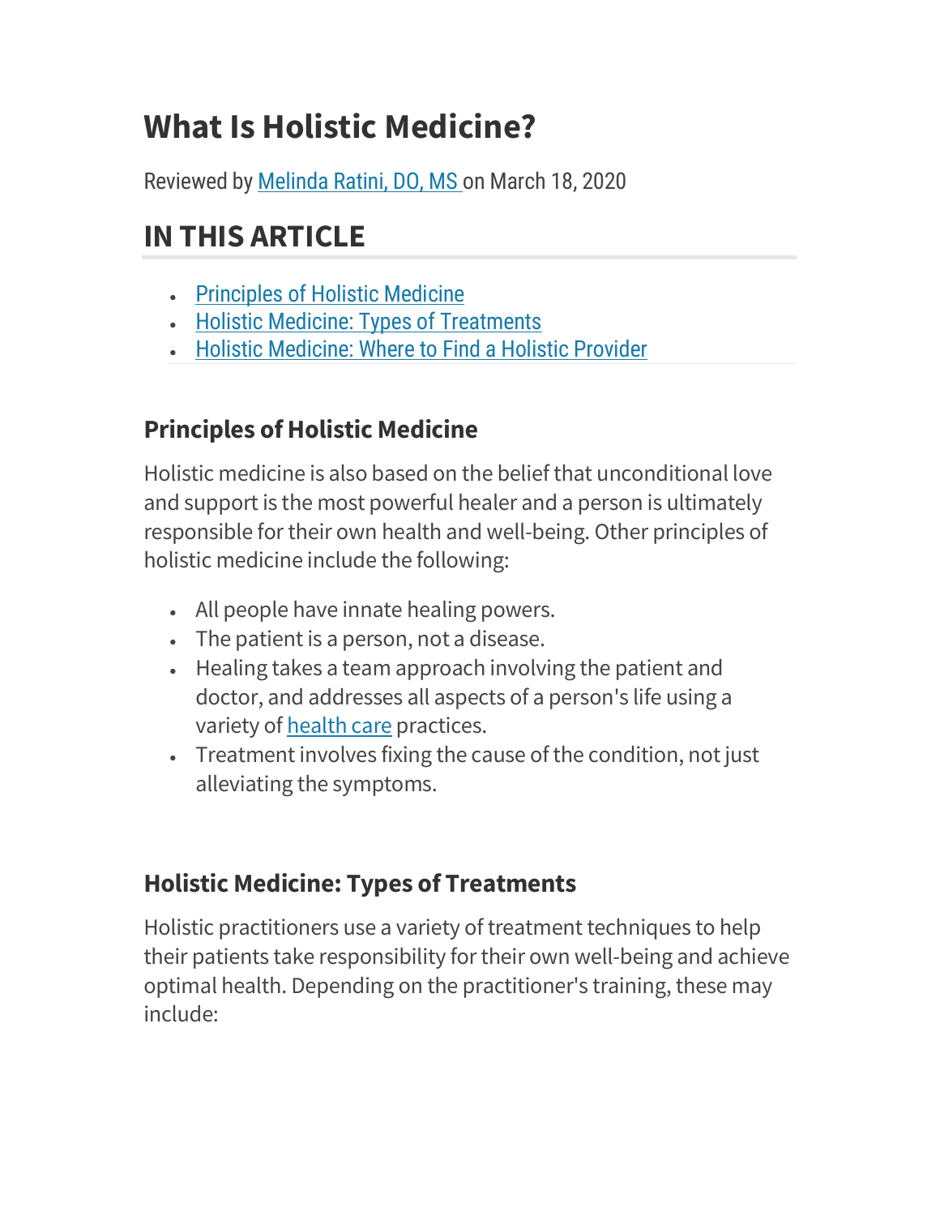# What Is Holistic Medicine?

Reviewed by [Melinda Ratini, DO, MS]() on March 18, 2020

## IN THIS ARTICLE

- [Principles of Holistic Medicine]()
- [Holistic Medicine: Types of Treatments]()
- [Holistic Medicine: Where to Find a Holistic Provider]()

### Principles of Holistic Medicine

Holistic medicine is also based on the belief that unconditional love and support is the most powerful healer and a person is ultimately responsible for their own health and well-being. Other principles of holistic medicine include the following:

- All people have innate healing powers.
- The patient is a person, not a disease.
- Healing takes a team approach involving the patient and doctor, and addresses all aspects of a person's life using a variety of [health care]() practices.
- Treatment involves fixing the cause of the condition, not just alleviating the symptoms.

### Holistic Medicine: Types of Treatments

Holistic practitioners use a variety of treatment techniques to help their patients take responsibility for their own well-being and achieve optimal health. Depending on the practitioner's training, these may include: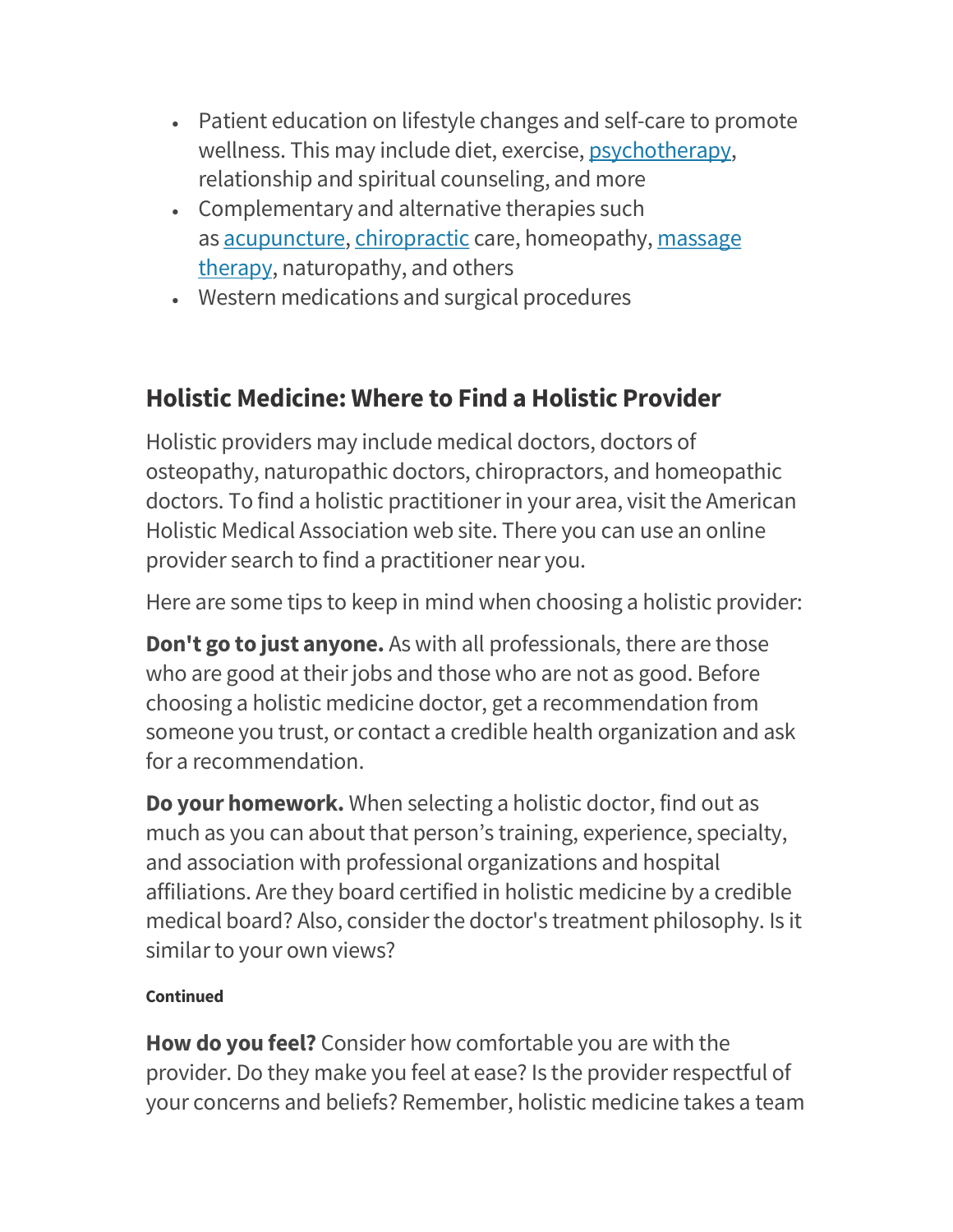- Patient education on lifestyle changes and self-care to promote wellness. This may include diet, exercise, psychotherapy, relationship and spiritual counseling, and more
- Complementary and alternative therapies such as acupuncture, chiropractic care, homeopathy, massage therapy, naturopathy, and others
- Western medications and surgical procedures

## Holistic Medicine: Where to Find a Holistic Provider

Holistic providers may include medical doctors, doctors of osteopathy, naturopathic doctors, chiropractors, and homeopathic doctors. To find a holistic practitioner in your area, visit the American Holistic Medical Association web site. There you can use an online provider search to find a practitioner near you.

Here are some tips to keep in mind when choosing a holistic provider:

**Don't go to just anyone.** As with all professionals, there are those who are good at their jobs and those who are not as good. Before choosing a holistic medicine doctor, get a recommendation from someone you trust, or contact a credible health organization and ask for a recommendation.

**Do your homework.** When selecting a holistic doctor, find out as much as you can about that person's training, experience, specialty, and association with professional organizations and hospital affiliations. Are they board certified in holistic medicine by a credible medical board? Also, consider the doctor's treatment philosophy. Is it similar to your own views?

**Continued**

**How do you feel?** Consider how comfortable you are with the provider. Do they make you feel at ease? Is the provider respectful of your concerns and beliefs? Remember, holistic medicine takes a team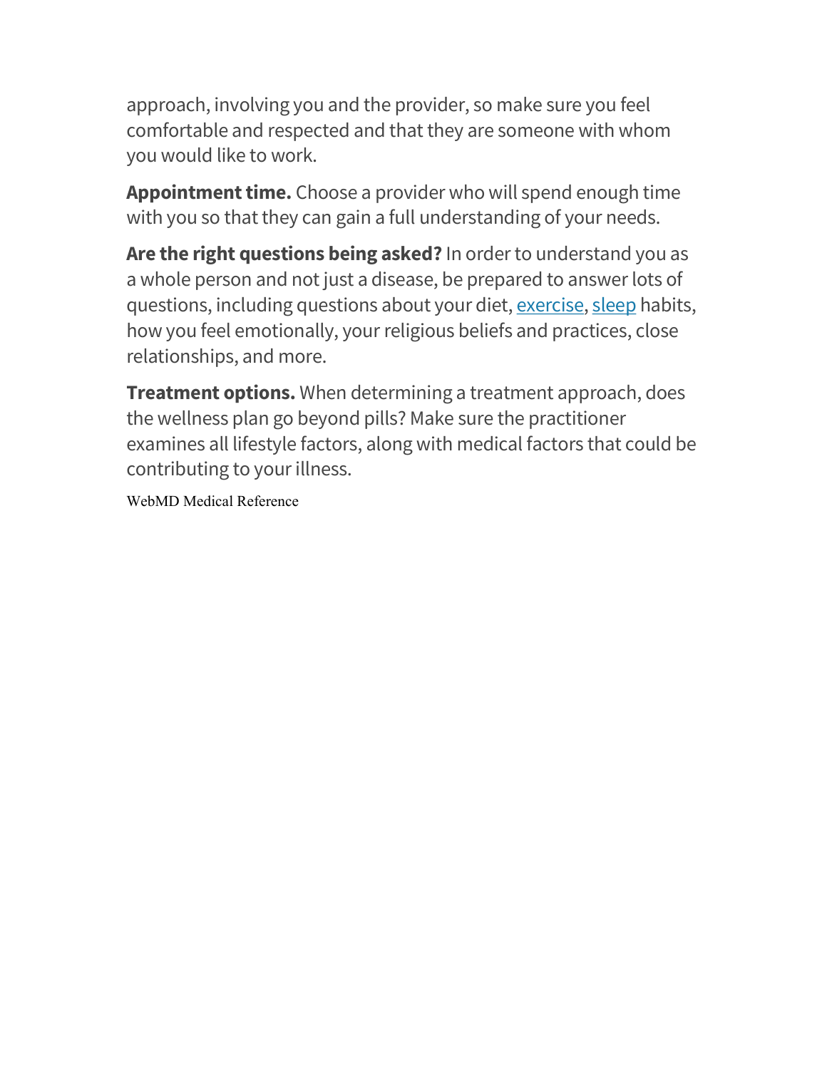approach, involving you and the provider, so make sure you feel comfortable and respected and that they are someone with whom you would like to work.

**Appointment time.** Choose a provider who will spend enough time with you so that they can gain a full understanding of your needs.

**Are the right questions being asked?** In order to understand you as a whole person and not just a disease, be prepared to answer lots of questions, including questions about your diet, exercise, sleep habits, how you feel emotionally, your religious beliefs and practices, close relationships, and more.

**Treatment options.** When determining a treatment approach, does the wellness plan go beyond pills? Make sure the practitioner examines all lifestyle factors, along with medical factors that could be contributing to your illness.

WebMD Medical Reference